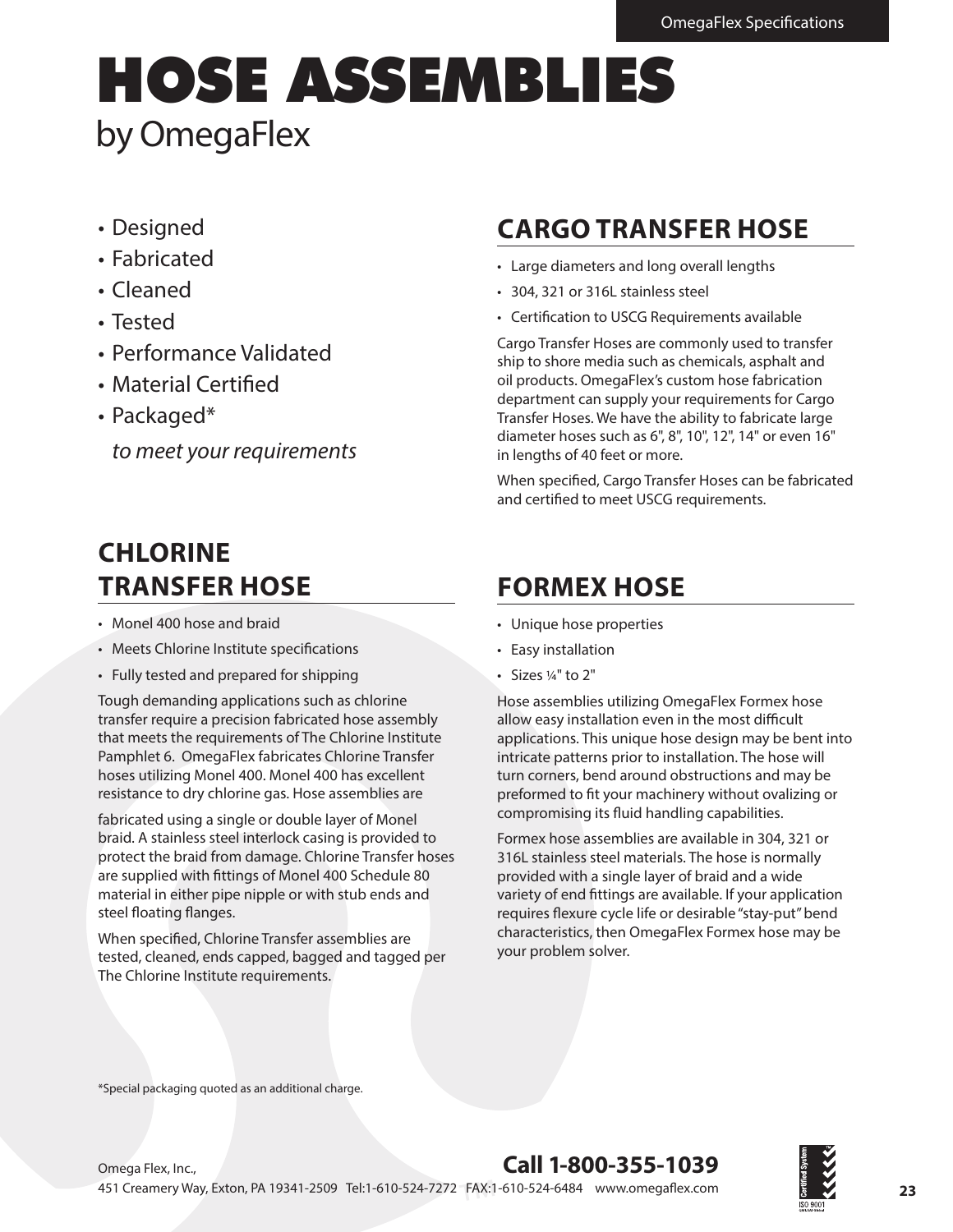# HOSE ASSEMBLIES

by OmegaFlex

- Designed
- Fabricated
- Cleaned
- Tested
- Performance Validated
- Material Certified
- Packaged*

*to meet your requirements*

## CARGO TRANSFER HOSE

- Large diameters and long overall lengths
- 304, 321 or 316L stainless steel
- Certification to USCG Requirements available

Cargo Transfer Hoses are commonly used to transfer ship to shore media such as chemicals, asphalt and oil products. OmegaFlex's custom hose fabrication department can supply your requirements for Cargo Transfer Hoses. We have the ability to fabricate large diameter hoses such as 6", 8", 10", 12", 14" or even 16" in lengths of 40 feet or more.

When specified, Cargo Transfer Hoses can be fabricated and certified to meet USCG requirements.

## CHLORINE TRANSFER HOSE

- Monel 400 hose and braid
- Meets Chlorine Institute specifications
- Fully tested and prepared for shipping

Tough demanding applications such as chlorine transfer require a precision fabricated hose assembly that meets the requirements of The Chlorine Institute Pamphlet 6. OmegaFlex fabricates Chlorine Transfer hoses utilizing Monel 400. Monel 400 has excellent resistance to dry chlorine gas. Hose assemblies are fabricated using a single or double layer of Monel braid. A stainless steel interlock casing is provided to protect the braid from damage. Chlorine Transfer hoses are supplied with fittings of Monel 400 Schedule 80 material in either pipe nipple or with stub ends and steel floating flanges.

When specified, Chlorine Transfer assemblies are tested, cleaned, ends capped, bagged and tagged per The Chlorine Institute requirements.

## FORMEX HOSE

- Unique hose properties
- Easy installation
- Sizes ¼" to 2"

Hose assemblies utilizing OmegaFlex Formex hose allow easy installation even in the most difficult applications. This unique hose design may be bent into intricate patterns prior to installation. The hose will turn corners, bend around obstructions and may be preformed to fit your machinery without ovalizing or compromising its fluid handling capabilities.

Formex hose assemblies are available in 304, 321 or 316L stainless steel materials. The hose is normally provided with a single layer of braid and a wide variety of end fittings are available. If your application requires flexure cycle life or desirable "stay-put" bend characteristics, then OmegaFlex Formex hose may be your problem solver.

*Special packaging quoted as an additional charge.

Omega Flex, Inc.,
451 Creamery Way, Exton, PA 19341-2509 Tel:1-610-524-7272 FAX:1-610-524-6484 www.omegaflex.com

**Call 1-800-355-1039**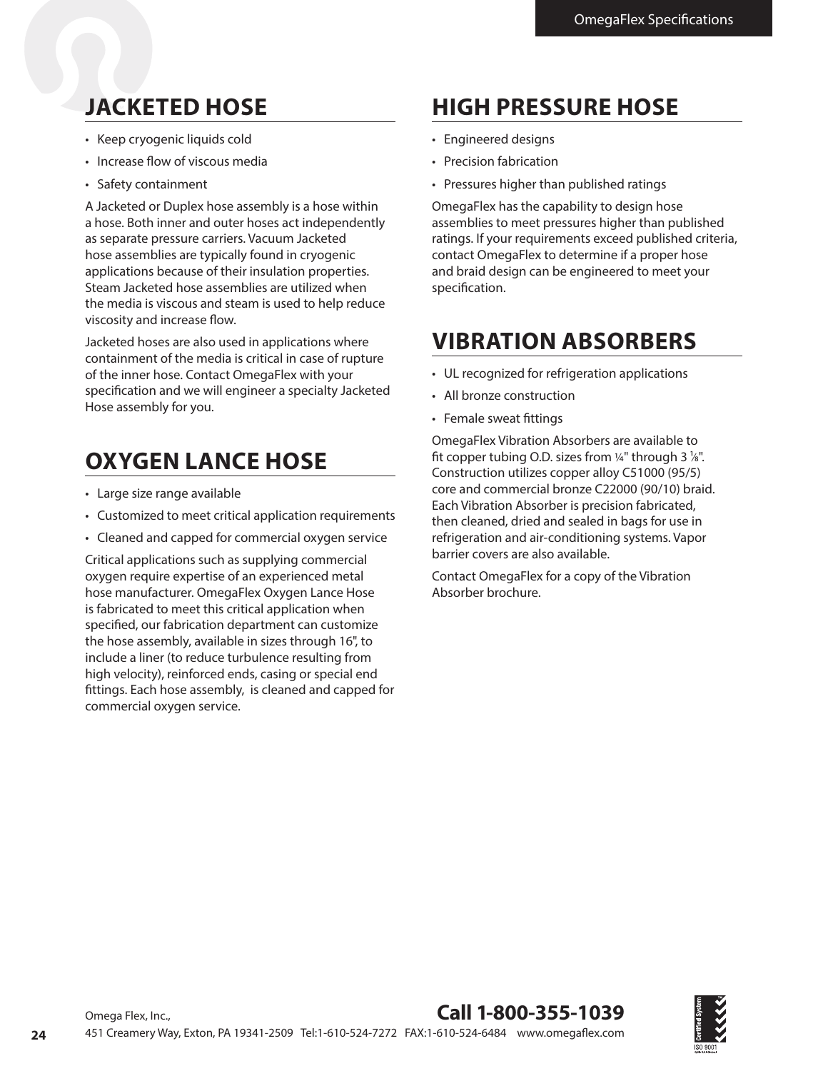## JACKETED HOSE

- Keep cryogenic liquids cold
- Increase flow of viscous media
- Safety containment

A Jacketed or Duplex hose assembly is a hose within a hose. Both inner and outer hoses act independently as separate pressure carriers. Vacuum Jacketed hose assemblies are typically found in cryogenic applications because of their insulation properties. Steam Jacketed hose assemblies are utilized when the media is viscous and steam is used to help reduce viscosity and increase flow.

Jacketed hoses are also used in applications where containment of the media is critical in case of rupture of the inner hose. Contact OmegaFlex with your specification and we will engineer a specialty Jacketed Hose assembly for you.

## OXYGEN LANCE HOSE

- Large size range available
- Customized to meet critical application requirements
- Cleaned and capped for commercial oxygen service

Critical applications such as supplying commercial oxygen require expertise of an experienced metal hose manufacturer. OmegaFlex Oxygen Lance Hose is fabricated to meet this critical application when specified, our fabrication department can customize the hose assembly, available in sizes through 16", to include a liner (to reduce turbulence resulting from high velocity), reinforced ends, casing or special end fittings. Each hose assembly, is cleaned and capped for commercial oxygen service.

## HIGH PRESSURE HOSE

- Engineered designs
- Precision fabrication
- Pressures higher than published ratings

OmegaFlex has the capability to design hose assemblies to meet pressures higher than published ratings. If your requirements exceed published criteria, contact OmegaFlex to determine if a proper hose and braid design can be engineered to meet your specification.

## VIBRATION ABSORBERS

- UL recognized for refrigeration applications
- All bronze construction
- Female sweat fittings

OmegaFlex Vibration Absorbers are available to fit copper tubing O.D. sizes from ¼" through 3 ⅛". Construction utilizes copper alloy C51000 (95/5) core and commercial bronze C22000 (90/10) braid. Each Vibration Absorber is precision fabricated, then cleaned, dried and sealed in bags for use in refrigeration and air-conditioning systems. Vapor barrier covers are also available.

Contact OmegaFlex for a copy of the Vibration Absorber brochure.

Omega Flex, Inc.,
451 Creamery Way, Exton, PA 19341-2509 Tel:1-610-524-7272 FAX:1-610-524-6484 www.omegaflex.com

**Call 1-800-355-1039**